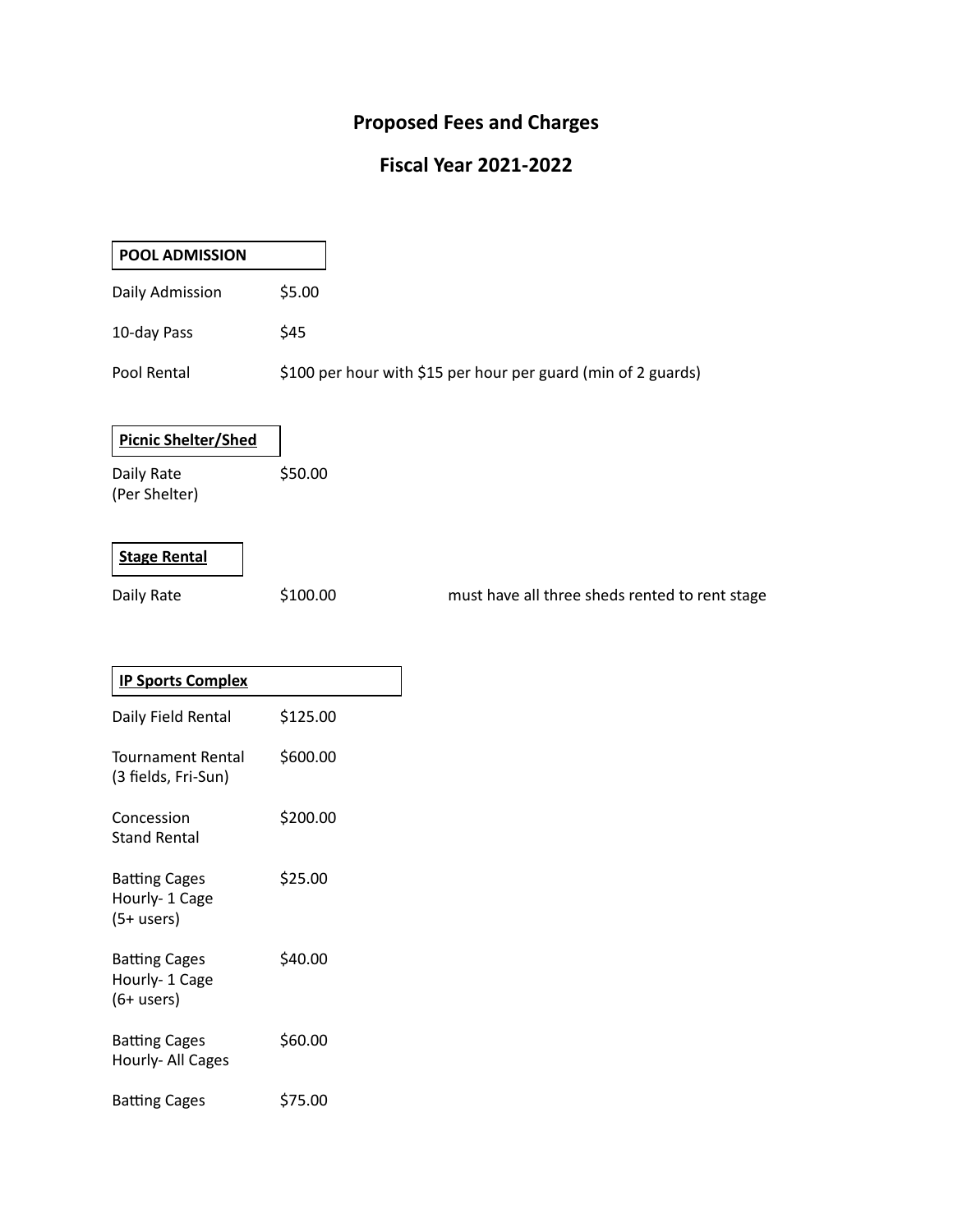# Proposed Fees and Charges

## Fiscal Year 2021-2022

**POOL ADMISSION**

| | |
|---|---|
| Daily Admission | $5.00 |
| 10-day Pass | $45 |
| Pool Rental | $100 per hour with $15 per hour per guard (min of 2 guards) |

**Picnic Shelter/Shed**

| | |
|---|---|
| Daily Rate (Per Shelter) | $50.00 |

**Stage Rental**

| | | |
|---|---|---|
| Daily Rate | $100.00 | must have all three sheds rented to rent stage |

**IP Sports Complex**

| | |
|---|---|
| Daily Field Rental | $125.00 |
| Tournament Rental (3 fields, Fri-Sun) | $600.00 |
| Concession Stand Rental | $200.00 |
| Batting Cages Hourly- 1 Cage (5+ users) | $25.00 |
| Batting Cages Hourly- 1 Cage (6+ users) | $40.00 |
| Batting Cages Hourly- All Cages | $60.00 |
| Batting Cages | $75.00 |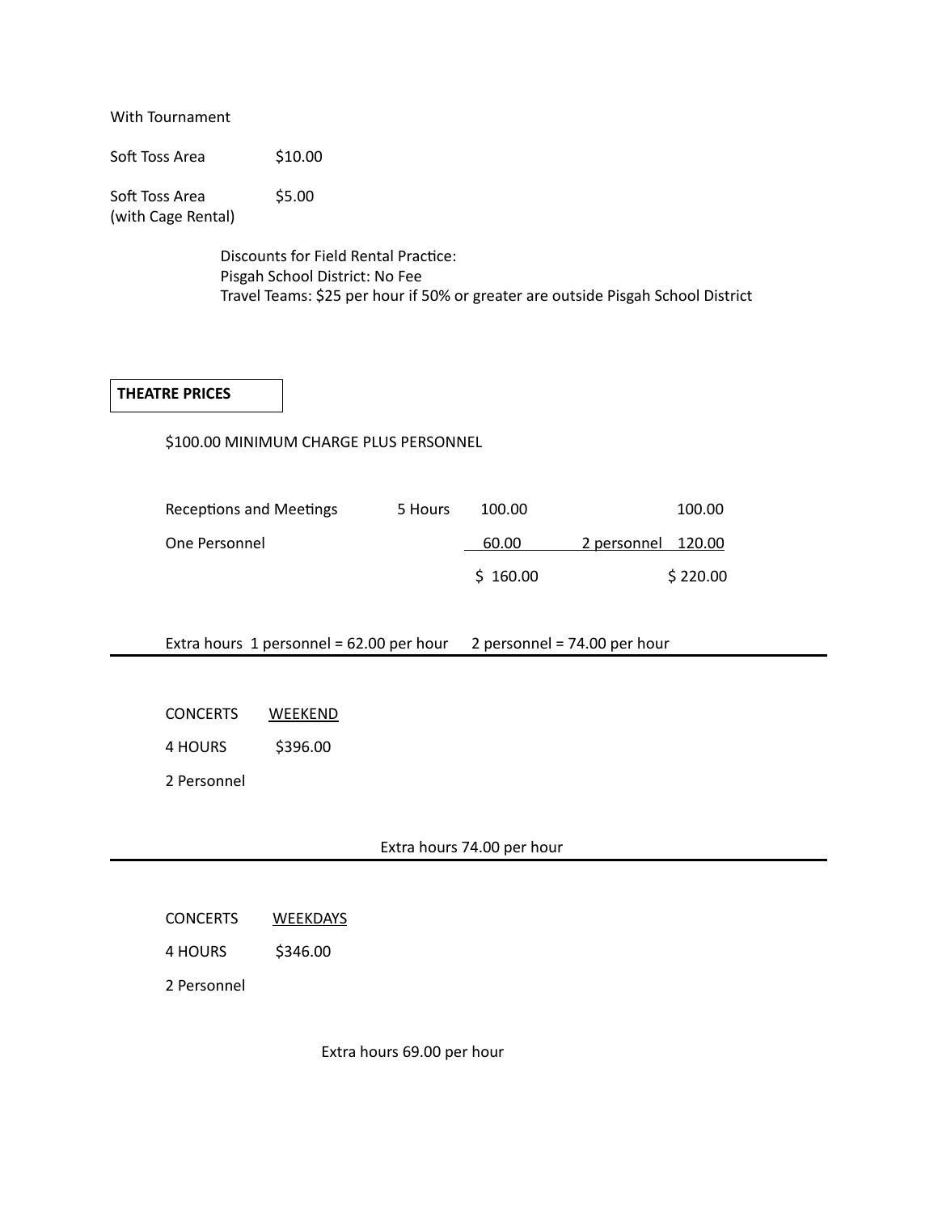With Tournament

| | |
|---|---|
| Soft Toss Area | $10.00 |
| Soft Toss Area (with Cage Rental) | $5.00 |

Discounts for Field Rental Practice:
Pisgah School District: No Fee
Travel Teams: $25 per hour if 50% or greater are outside Pisgah School District

**THEATRE PRICES**

$100.00 MINIMUM CHARGE PLUS PERSONNEL

| | | | | |
|---|---|---|---|---|
| Receptions and Meetings | 5 Hours | 100.00 | | 100.00 |
| One Personnel | | 60.00 | 2 personnel | 120.00 |
| | | $ 160.00 | | $ 220.00 |

Extra hours 1 personnel = 62.00 per hour 2 personnel = 74.00 per hour

---

CONCERTS WEEKEND

4 HOURS $396.00

2 Personnel

Extra hours 74.00 per hour

---

CONCERTS WEEKDAYS

4 HOURS $346.00

2 Personnel

Extra hours 69.00 per hour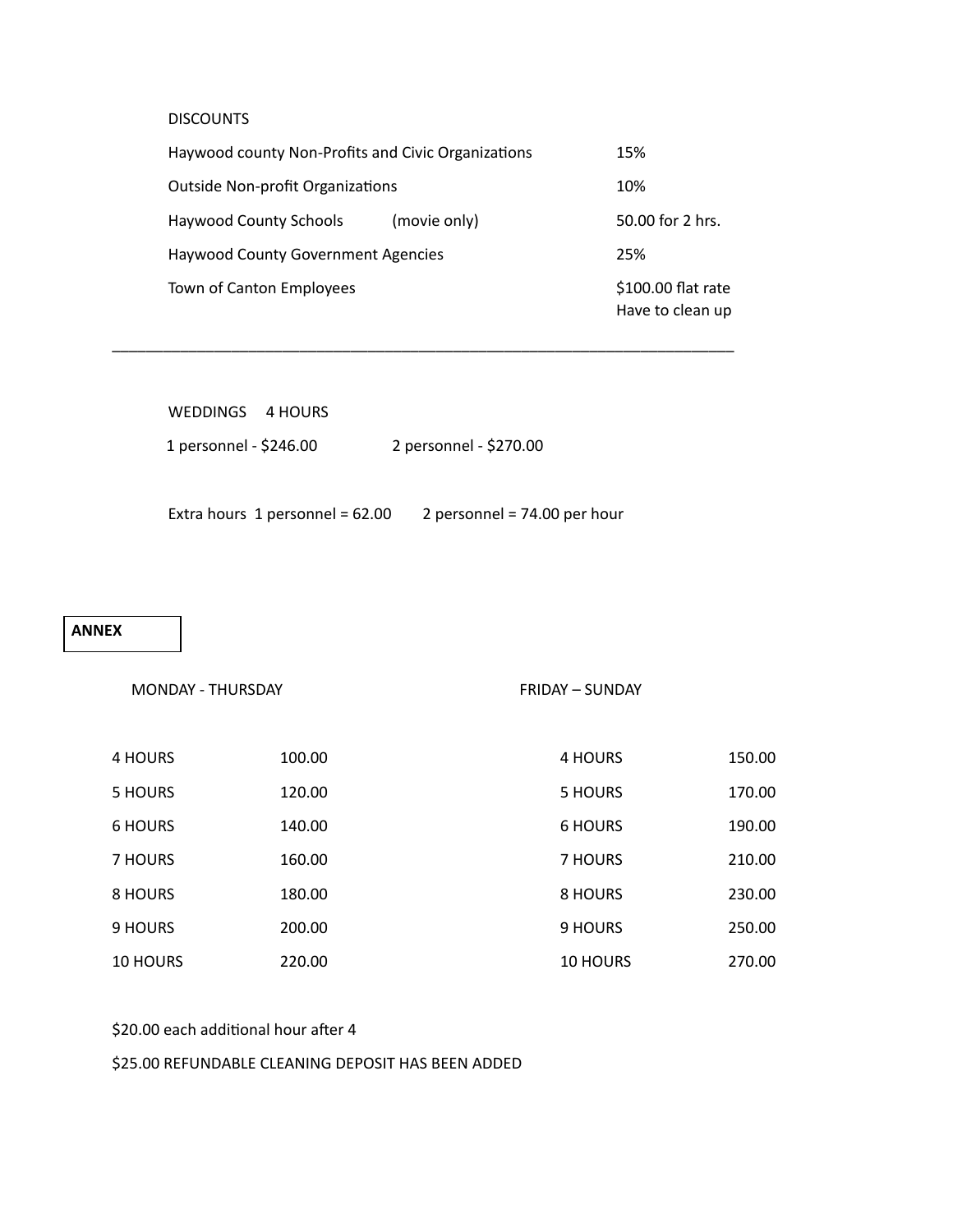DISCOUNTS

| | | |
|---|---|---|
| Haywood county Non-Profits and Civic Organizations | | 15% |
| Outside Non-profit Organizations | | 10% |
| Haywood County Schools | (movie only) | 50.00 for 2 hrs. |
| Haywood County Government Agencies | | 25% |
| Town of Canton Employees | | $100.00 flat rate<br>Have to clean up |

---

WEDDINGS 4 HOURS

1 personnel - $246.00 2 personnel - $270.00

Extra hours 1 personnel = 62.00 2 personnel = 74.00 per hour

**ANNEX**

| MONDAY - THURSDAY | | FRIDAY – SUNDAY | |
|---|---|---|---|
| 4 HOURS | 100.00 | 4 HOURS | 150.00 |
| 5 HOURS | 120.00 | 5 HOURS | 170.00 |
| 6 HOURS | 140.00 | 6 HOURS | 190.00 |
| 7 HOURS | 160.00 | 7 HOURS | 210.00 |
| 8 HOURS | 180.00 | 8 HOURS | 230.00 |
| 9 HOURS | 200.00 | 9 HOURS | 250.00 |
| 10 HOURS | 220.00 | 10 HOURS | 270.00 |

$20.00 each additional hour after 4

$25.00 REFUNDABLE CLEANING DEPOSIT HAS BEEN ADDED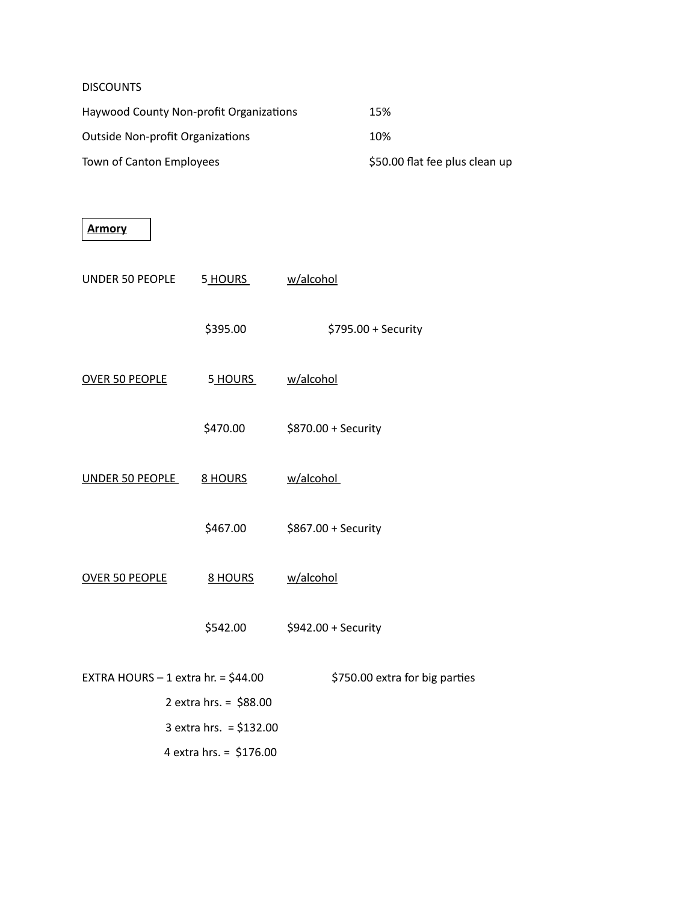DISCOUNTS

| | |
|---|---|
| Haywood County Non-profit Organizations | 15% |
| Outside Non-profit Organizations | 10% |
| Town of Canton Employees | $50.00 flat fee plus clean up |

## **Armory**

| | | |
|---|---|---|
| UNDER 50 PEOPLE | 5 HOURS | w/alcohol |
| | $395.00 | $795.00 + Security |
| OVER 50 PEOPLE | 5 HOURS | w/alcohol |
| | $470.00 | $870.00 + Security |
| UNDER 50 PEOPLE | 8 HOURS | w/alcohol |
| | $467.00 | $867.00 + Security |
| OVER 50 PEOPLE | 8 HOURS | w/alcohol |
| | $542.00 | $942.00 + Security |

EXTRA HOURS – 1 extra hr. = $44.00
2 extra hrs. = $88.00
3 extra hrs. = $132.00
4 extra hrs. = $176.00

$750.00 extra for big parties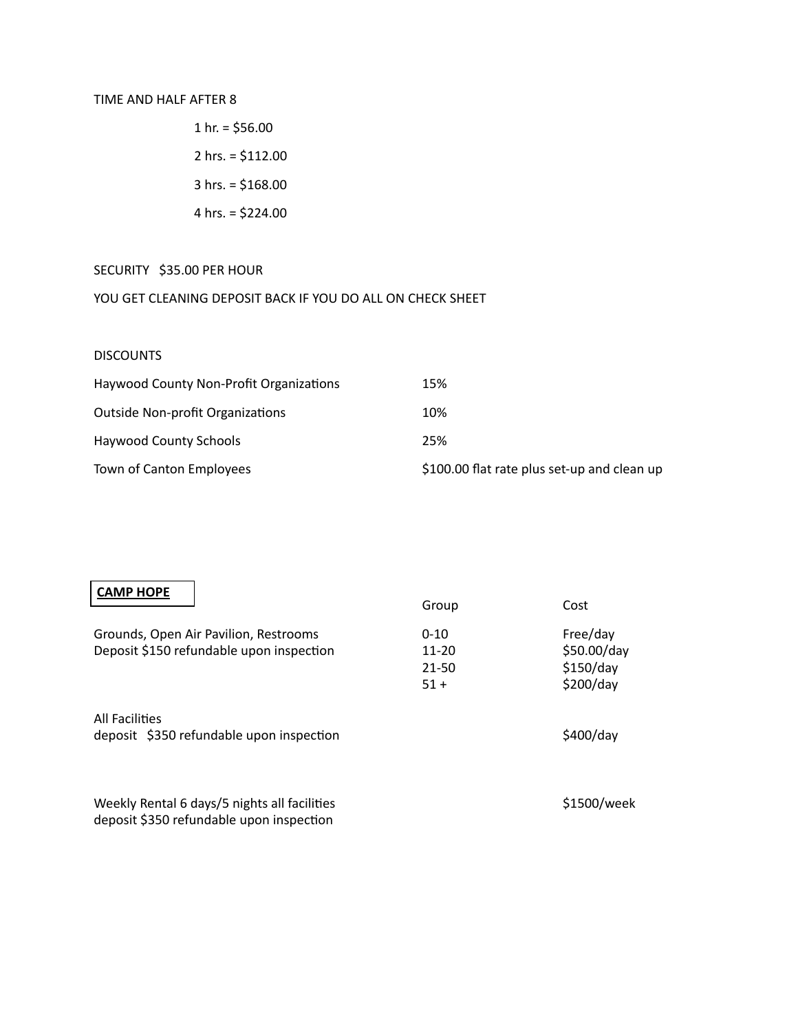TIME AND HALF AFTER 8

1 hr. = $56.00

2 hrs. = $112.00

3 hrs. = $168.00

4 hrs. = $224.00

SECURITY $35.00 PER HOUR

YOU GET CLEANING DEPOSIT BACK IF YOU DO ALL ON CHECK SHEET

DISCOUNTS

| | |
|---|---|
| Haywood County Non-Profit Organizations | 15% |
| Outside Non-profit Organizations | 10% |
| Haywood County Schools | 25% |
| Town of Canton Employees | $100.00 flat rate plus set-up and clean up |

**CAMP HOPE**

| | Group | Cost |
|---|---|---|
| Grounds, Open Air Pavilion, Restrooms | 0-10 | Free/day |
| Deposit $150 refundable upon inspection | 11-20 | $50.00/day |
| | 21-50 | $150/day |
| | 51 + | $200/day |
| All Facilities<br>deposit $350 refundable upon inspection | | $400/day |
| Weekly Rental 6 days/5 nights all facilities<br>deposit $350 refundable upon inspection | | $1500/week |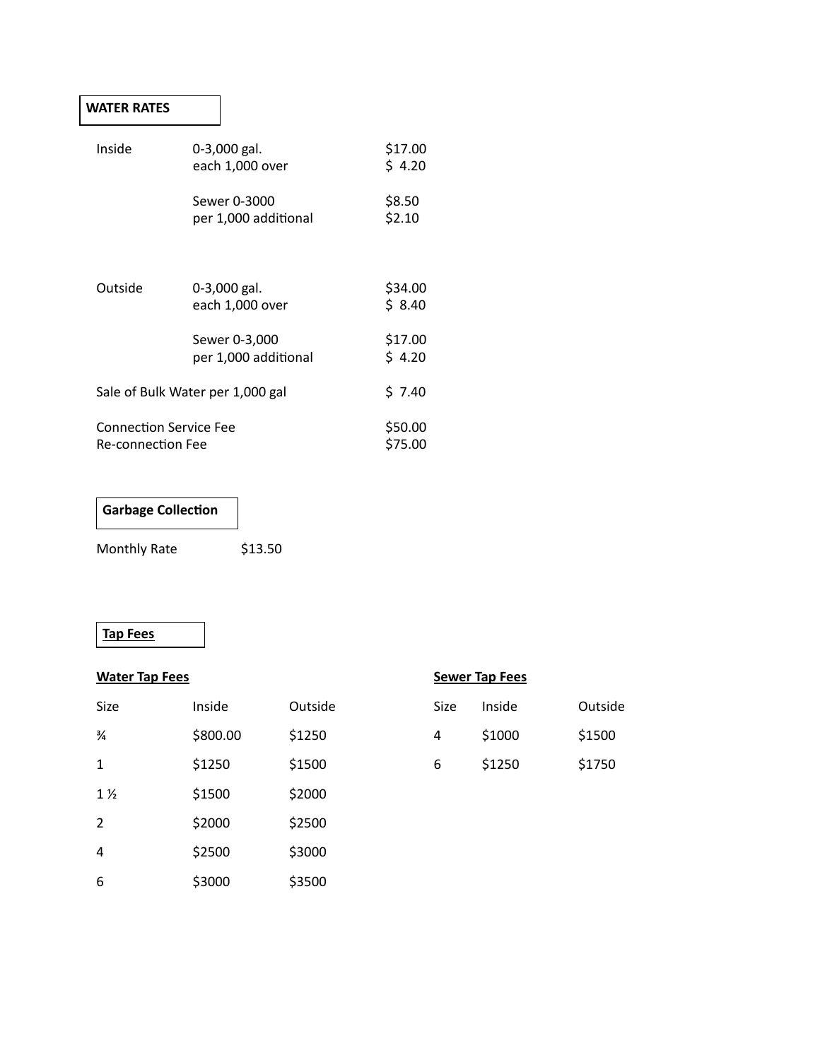## WATER RATES

| | | |
|---|---|---|
| Inside | 0-3,000 gal. | $17.00 |
| | each 1,000 over | $ 4.20 |
| | Sewer 0-3000 | $8.50 |
| | per 1,000 additional | $2.10 |
| Outside | 0-3,000 gal. | $34.00 |
| | each 1,000 over | $ 8.40 |
| | Sewer 0-3,000 | $17.00 |
| | per 1,000 additional | $ 4.20 |

Sale of Bulk Water per 1,000 gal $ 7.40

Connection Service Fee $50.00
Re-connection Fee $75.00

## Garbage Collection

Monthly Rate $13.50

## Tap Fees

**Water Tap Fees**

| Size | Inside | Outside |
|---|---|---|
| ¾ | $800.00 | $1250 |
| 1 | $1250 | $1500 |
| 1 ½ | $1500 | $2000 |
| 2 | $2000 | $2500 |
| 4 | $2500 | $3000 |
| 6 | $3000 | $3500 |

**Sewer Tap Fees**

| Size | Inside | Outside |
|---|---|---|
| 4 | $1000 | $1500 |
| 6 | $1250 | $1750 |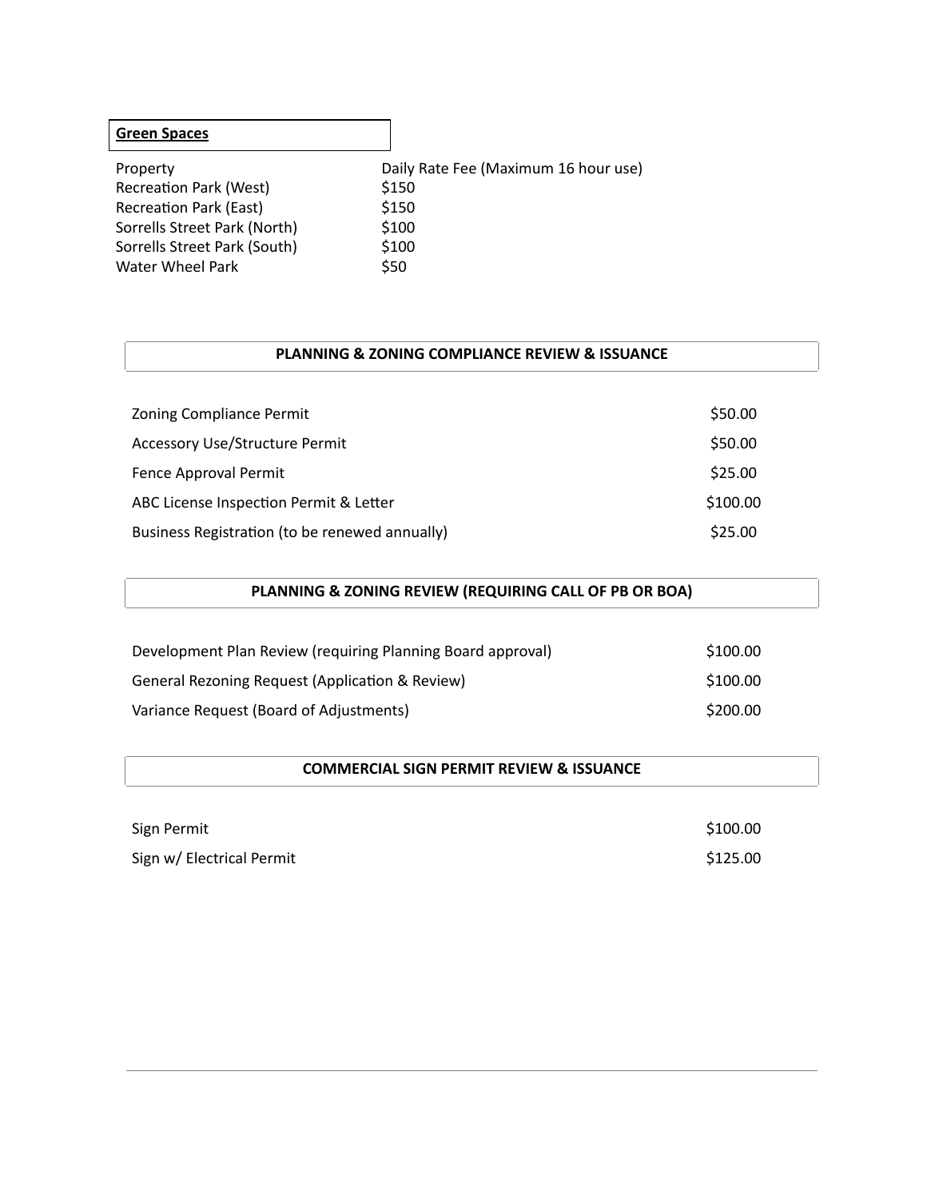## **Green Spaces**

| Property | Daily Rate Fee (Maximum 16 hour use) |
| --- | --- |
| Recreation Park (West) | $150 |
| Recreation Park (East) | $150 |
| Sorrells Street Park (North) | $100 |
| Sorrells Street Park (South) | $100 |
| Water Wheel Park | $50 |

## PLANNING & ZONING COMPLIANCE REVIEW & ISSUANCE

| | |
| --- | --- |
| Zoning Compliance Permit | $50.00 |
| Accessory Use/Structure Permit | $50.00 |
| Fence Approval Permit | $25.00 |
| ABC License Inspection Permit & Letter | $100.00 |
| Business Registration (to be renewed annually) | $25.00 |

## PLANNING & ZONING REVIEW (REQUIRING CALL OF PB OR BOA)

| | |
| --- | --- |
| Development Plan Review (requiring Planning Board approval) | $100.00 |
| General Rezoning Request (Application & Review) | $100.00 |
| Variance Request (Board of Adjustments) | $200.00 |

## COMMERCIAL SIGN PERMIT REVIEW & ISSUANCE

| | |
| --- | --- |
| Sign Permit | $100.00 |
| Sign w/ Electrical Permit | $125.00 |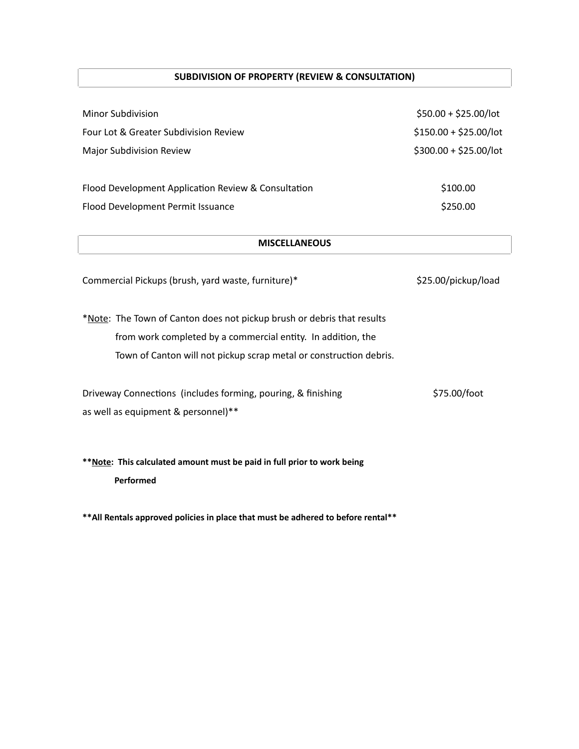## SUBDIVISION OF PROPERTY (REVIEW & CONSULTATION)

| | |
|---|---|
| Minor Subdivision | $50.00 + $25.00/lot |
| Four Lot & Greater Subdivision Review | $150.00 + $25.00/lot |
| Major Subdivision Review | $300.00 + $25.00/lot |
| Flood Development Application Review & Consultation | $100.00 |
| Flood Development Permit Issuance | $250.00 |

## MISCELLANEOUS

| | |
|---|---|
| Commercial Pickups (brush, yard waste, furniture)* | $25.00/pickup/load |

*<u>Note</u>: The Town of Canton does not pickup brush or debris that results from work completed by a commercial entity. In addition, the Town of Canton will not pickup scrap metal or construction debris.

| | |
|---|---|
| Driveway Connections (includes forming, pouring, & finishing as well as equipment & personnel)** | $75.00/foot |

****<u>Note</u>: This calculated amount must be paid in full prior to work being Performed**

****All Rentals approved policies in place that must be adhered to before rental****